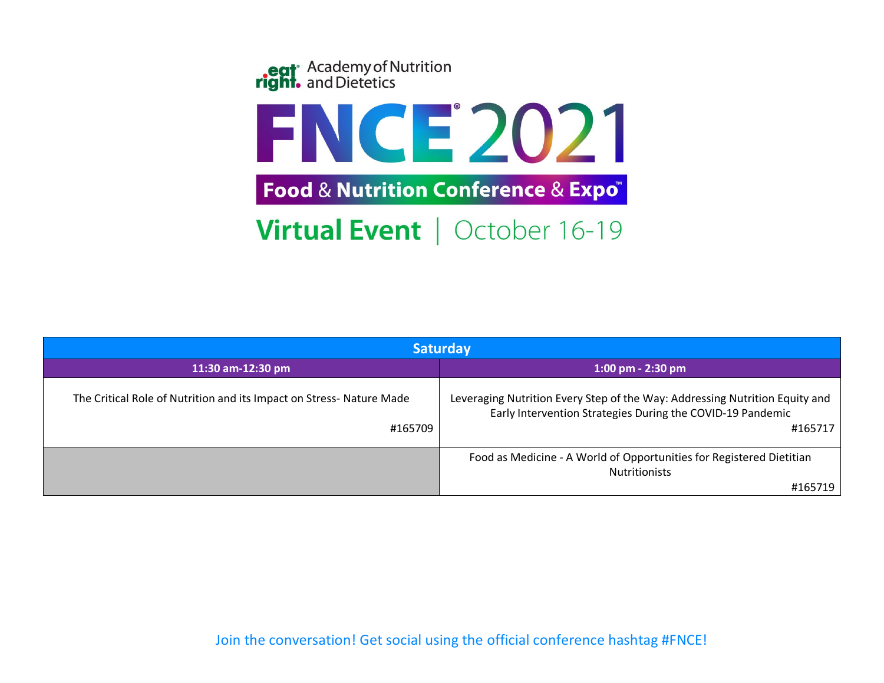eat right. Academy of Nutrition and Dietetics

# FNCE® 2021

## Food & Nutrition Conference & Expo™

**Virtual Event** | October 16-19

| Saturday | |
|---|---|
| **11:30 am-12:30 pm** | **1:00 pm - 2:30 pm** |
| The Critical Role of Nutrition and its Impact on Stress- Nature Made #165709 | Leveraging Nutrition Every Step of the Way: Addressing Nutrition Equity and Early Intervention Strategies During the COVID-19 Pandemic #165717 |
| | Food as Medicine - A World of Opportunities for Registered Dietitian Nutritionists #165719 |

Join the conversation! Get social using the official conference hashtag #FNCE!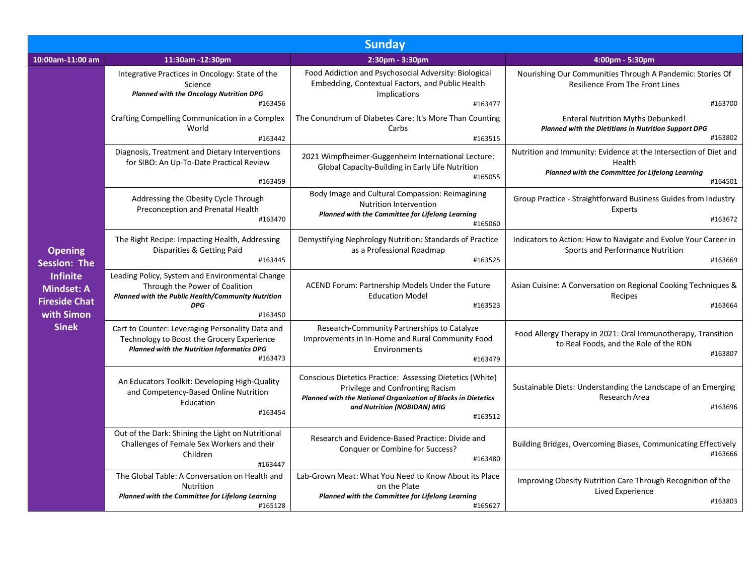| Sunday | | | |
|---|---|---|---|
| 10:00am-11:00 am | 11:30am -12:30pm | 2:30pm - 3:30pm | 4:00pm - 5:30pm |
| **Opening Session: The Infinite Mindset: A Fireside Chat with Simon Sinek** | Integrative Practices in Oncology: State of the Science ***Planned with the Oncology Nutrition DPG*** #163456 | Food Addiction and Psychosocial Adversity: Biological Embedding, Contextual Factors, and Public Health Implications #163477 | Nourishing Our Communities Through A Pandemic: Stories Of Resilience From The Front Lines #163700 |
| | Crafting Compelling Communication in a Complex World #163442 | The Conundrum of Diabetes Care: It's More Than Counting Carbs #163515 | Enteral Nutrition Myths Debunked! ***Planned with the Dietitians in Nutrition Support DPG*** #163802 |
| | Diagnosis, Treatment and Dietary Interventions for SIBO: An Up-To-Date Practical Review #163459 | 2021 Wimpfheimer-Guggenheim International Lecture: Global Capacity-Building in Early Life Nutrition #165055 | Nutrition and Immunity: Evidence at the Intersection of Diet and Health ***Planned with the Committee for Lifelong Learning*** #164501 |
| | Addressing the Obesity Cycle Through Preconception and Prenatal Health #163470 | Body Image and Cultural Compassion: Reimagining Nutrition Intervention ***Planned with the Committee for Lifelong Learning*** #165060 | Group Practice - Straightforward Business Guides from Industry Experts #163672 |
| | The Right Recipe: Impacting Health, Addressing Disparities & Getting Paid #163445 | Demystifying Nephrology Nutrition: Standards of Practice as a Professional Roadmap #163525 | Indicators to Action: How to Navigate and Evolve Your Career in Sports and Performance Nutrition #163669 |
| | Leading Policy, System and Environmental Change Through the Power of Coalition ***Planned with the Public Health/Community Nutrition DPG*** #163450 | ACEND Forum: Partnership Models Under the Future Education Model #163523 | Asian Cuisine: A Conversation on Regional Cooking Techniques & Recipes #163664 |
| | Cart to Counter: Leveraging Personality Data and Technology to Boost the Grocery Experience ***Planned with the Nutrition Informatics DPG*** #163473 | Research-Community Partnerships to Catalyze Improvements in In-Home and Rural Community Food Environments #163479 | Food Allergy Therapy in 2021: Oral Immunotherapy, Transition to Real Foods, and the Role of the RDN #163807 |
| | An Educators Toolkit: Developing High-Quality and Competency-Based Online Nutrition Education #163454 | Conscious Dietetics Practice: Assessing Dietetics (White) Privilege and Confronting Racism ***Planned with the National Organization of Blacks in Dietetics and Nutrition (NOBIDAN) MIG*** #163512 | Sustainable Diets: Understanding the Landscape of an Emerging Research Area #163696 |
| | Out of the Dark: Shining the Light on Nutritional Challenges of Female Sex Workers and their Children #163447 | Research and Evidence-Based Practice: Divide and Conquer or Combine for Success? #163480 | Building Bridges, Overcoming Biases, Communicating Effectively #163666 |
| | The Global Table: A Conversation on Health and Nutrition ***Planned with the Committee for Lifelong Learning*** #165128 | Lab-Grown Meat: What You Need to Know About its Place on the Plate ***Planned with the Committee for Lifelong Learning*** #165627 | Improving Obesity Nutrition Care Through Recognition of the Lived Experience #163803 |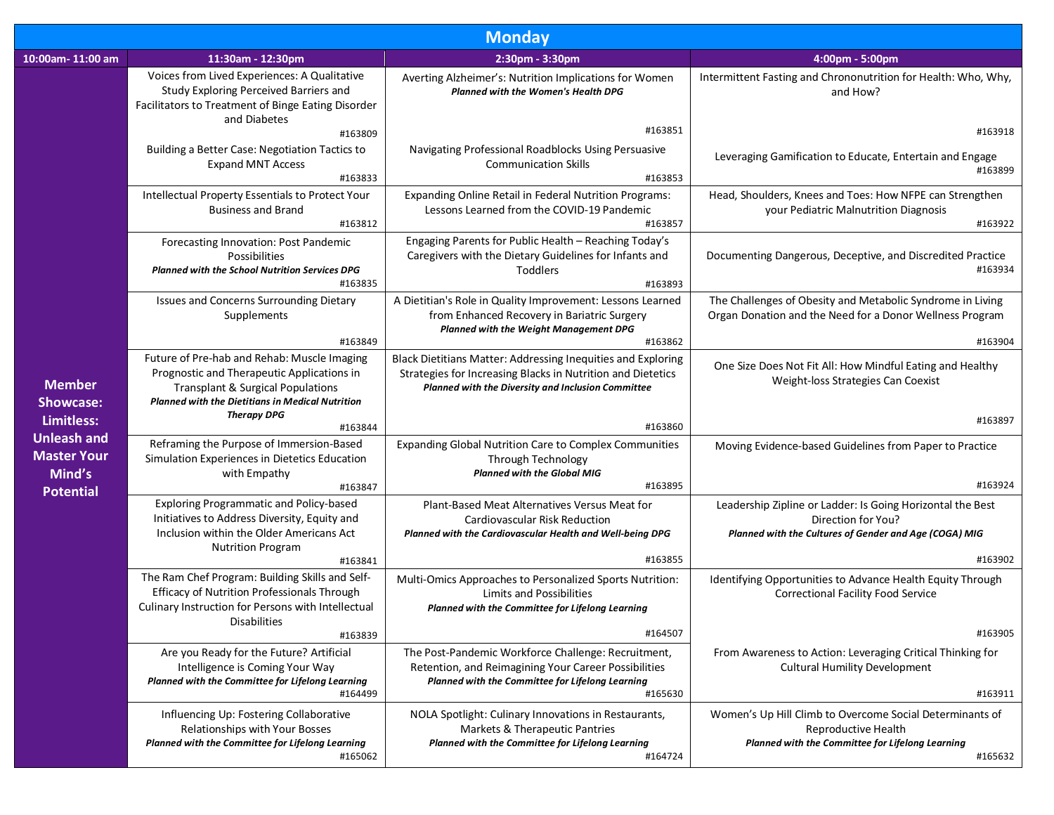# Monday

| 10:00am- 11:00 am | 11:30am - 12:30pm | 2:30pm - 3:30pm | 4:00pm - 5:00pm |
|---|---|---|---|
| **Member Showcase: Limitless: Unleash and Master Your Mind's Potential** | Voices from Lived Experiences: A Qualitative Study Exploring Perceived Barriers and Facilitators to Treatment of Binge Eating Disorder and Diabetes #163809 | Averting Alzheimer's: Nutrition Implications for Women ***Planned with the Women's Health DPG*** #163851 | Intermittent Fasting and Chrononutrition for Health: Who, Why, and How? #163918 |
| | Building a Better Case: Negotiation Tactics to Expand MNT Access #163833 | Navigating Professional Roadblocks Using Persuasive Communication Skills #163853 | Leveraging Gamification to Educate, Entertain and Engage #163899 |
| | Intellectual Property Essentials to Protect Your Business and Brand #163812 | Expanding Online Retail in Federal Nutrition Programs: Lessons Learned from the COVID-19 Pandemic #163857 | Head, Shoulders, Knees and Toes: How NFPE can Strengthen your Pediatric Malnutrition Diagnosis #163922 |
| | Forecasting Innovation: Post Pandemic Possibilities ***Planned with the School Nutrition Services DPG*** #163835 | Engaging Parents for Public Health – Reaching Today's Caregivers with the Dietary Guidelines for Infants and Toddlers #163893 | Documenting Dangerous, Deceptive, and Discredited Practice #163934 |
| | Issues and Concerns Surrounding Dietary Supplements #163849 | A Dietitian's Role in Quality Improvement: Lessons Learned from Enhanced Recovery in Bariatric Surgery ***Planned with the Weight Management DPG*** #163862 | The Challenges of Obesity and Metabolic Syndrome in Living Organ Donation and the Need for a Donor Wellness Program #163904 |
| | Future of Pre-hab and Rehab: Muscle Imaging Prognostic and Therapeutic Applications in Transplant & Surgical Populations ***Planned with the Dietitians in Medical Nutrition Therapy DPG*** #163844 | Black Dietitians Matter: Addressing Inequities and Exploring Strategies for Increasing Blacks in Nutrition and Dietetics ***Planned with the Diversity and Inclusion Committee*** #163860 | One Size Does Not Fit All: How Mindful Eating and Healthy Weight-loss Strategies Can Coexist #163897 |
| | Reframing the Purpose of Immersion-Based Simulation Experiences in Dietetics Education with Empathy #163847 | Expanding Global Nutrition Care to Complex Communities Through Technology ***Planned with the Global MIG*** #163895 | Moving Evidence-based Guidelines from Paper to Practice #163924 |
| | Exploring Programmatic and Policy-based Initiatives to Address Diversity, Equity and Inclusion within the Older Americans Act Nutrition Program #163841 | Plant-Based Meat Alternatives Versus Meat for Cardiovascular Risk Reduction ***Planned with the Cardiovascular Health and Well-being DPG*** #163855 | Leadership Zipline or Ladder: Is Going Horizontal the Best Direction for You? ***Planned with the Cultures of Gender and Age (COGA) MIG*** #163902 |
| | The Ram Chef Program: Building Skills and Self-Efficacy of Nutrition Professionals Through Culinary Instruction for Persons with Intellectual Disabilities #163839 | Multi-Omics Approaches to Personalized Sports Nutrition: Limits and Possibilities ***Planned with the Committee for Lifelong Learning*** #164507 | Identifying Opportunities to Advance Health Equity Through Correctional Facility Food Service #163905 |
| | Are you Ready for the Future? Artificial Intelligence is Coming Your Way ***Planned with the Committee for Lifelong Learning*** #164499 | The Post-Pandemic Workforce Challenge: Recruitment, Retention, and Reimagining Your Career Possibilities ***Planned with the Committee for Lifelong Learning*** #165630 | From Awareness to Action: Leveraging Critical Thinking for Cultural Humility Development #163911 |
| | Influencing Up: Fostering Collaborative Relationships with Your Bosses ***Planned with the Committee for Lifelong Learning*** #165062 | NOLA Spotlight: Culinary Innovations in Restaurants, Markets & Therapeutic Pantries ***Planned with the Committee for Lifelong Learning*** #164724 | Women's Up Hill Climb to Overcome Social Determinants of Reproductive Health ***Planned with the Committee for Lifelong Learning*** #165632 |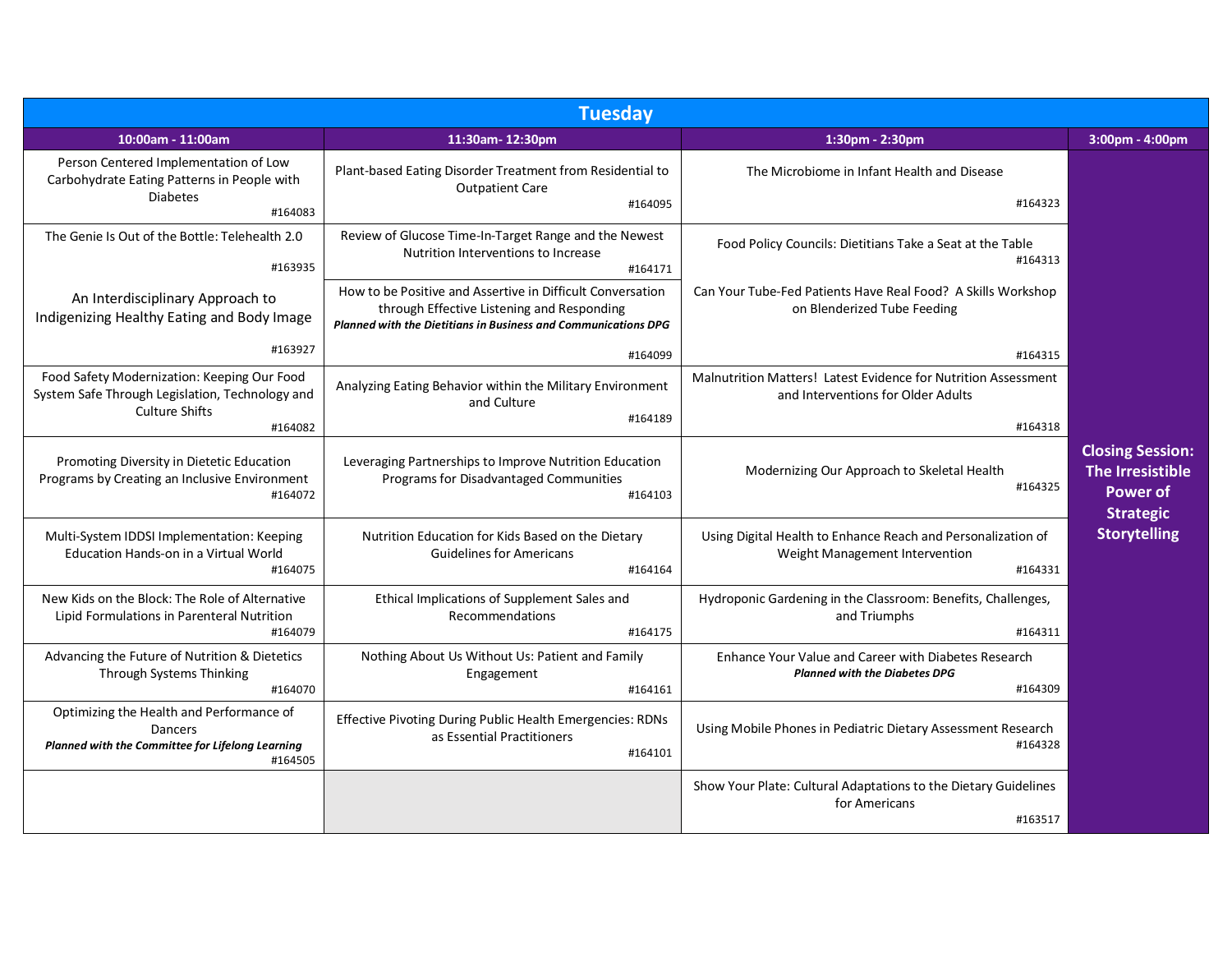## Tuesday

| 10:00am - 11:00am | 11:30am- 12:30pm | 1:30pm - 2:30pm | 3:00pm - 4:00pm |
|---|---|---|---|
| Person Centered Implementation of Low Carbohydrate Eating Patterns in People with Diabetes #164083 | Plant-based Eating Disorder Treatment from Residential to Outpatient Care #164095 | The Microbiome in Infant Health and Disease #164323 | **Closing Session: The Irresistible Power of Strategic Storytelling** |
| The Genie Is Out of the Bottle: Telehealth 2.0 #163935 | Review of Glucose Time-In-Target Range and the Newest Nutrition Interventions to Increase #164171 | Food Policy Councils: Dietitians Take a Seat at the Table #164313 | |
| An Interdisciplinary Approach to Indigenizing Healthy Eating and Body Image #163927 | How to be Positive and Assertive in Difficult Conversation through Effective Listening and Responding ***Planned with the Dietitians in Business and Communications DPG*** #164099 | Can Your Tube-Fed Patients Have Real Food? A Skills Workshop on Blenderized Tube Feeding #164315 | |
| Food Safety Modernization: Keeping Our Food System Safe Through Legislation, Technology and Culture Shifts #164082 | Analyzing Eating Behavior within the Military Environment and Culture #164189 | Malnutrition Matters! Latest Evidence for Nutrition Assessment and Interventions for Older Adults #164318 | |
| Promoting Diversity in Dietetic Education Programs by Creating an Inclusive Environment #164072 | Leveraging Partnerships to Improve Nutrition Education Programs for Disadvantaged Communities #164103 | Modernizing Our Approach to Skeletal Health #164325 | |
| Multi-System IDDSI Implementation: Keeping Education Hands-on in a Virtual World #164075 | Nutrition Education for Kids Based on the Dietary Guidelines for Americans #164164 | Using Digital Health to Enhance Reach and Personalization of Weight Management Intervention #164331 | |
| New Kids on the Block: The Role of Alternative Lipid Formulations in Parenteral Nutrition #164079 | Ethical Implications of Supplement Sales and Recommendations #164175 | Hydroponic Gardening in the Classroom: Benefits, Challenges, and Triumphs #164311 | |
| Advancing the Future of Nutrition & Dietetics Through Systems Thinking #164070 | Nothing About Us Without Us: Patient and Family Engagement #164161 | Enhance Your Value and Career with Diabetes Research ***Planned with the Diabetes DPG*** #164309 | |
| Optimizing the Health and Performance of Dancers ***Planned with the Committee for Lifelong Learning*** #164505 | Effective Pivoting During Public Health Emergencies: RDNs as Essential Practitioners #164101 | Using Mobile Phones in Pediatric Dietary Assessment Research #164328 | |
| | | Show Your Plate: Cultural Adaptations to the Dietary Guidelines for Americans #163517 | |